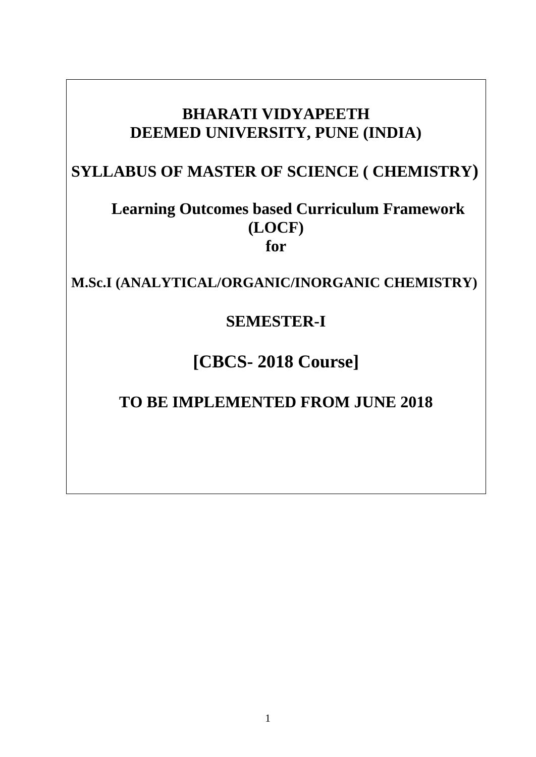# BHARATI VIDYAPEETH
# DEEMED UNIVERSITY, PUNE (INDIA)

## SYLLABUS OF MASTER OF SCIENCE ( CHEMISTRY)

## Learning Outcomes based Curriculum Framework (LOCF) for

### M.Sc.I (ANALYTICAL/ORGANIC/INORGANIC CHEMISTRY)

## SEMESTER-I

# [CBCS- 2018 Course]

## TO BE IMPLEMENTED FROM JUNE 2018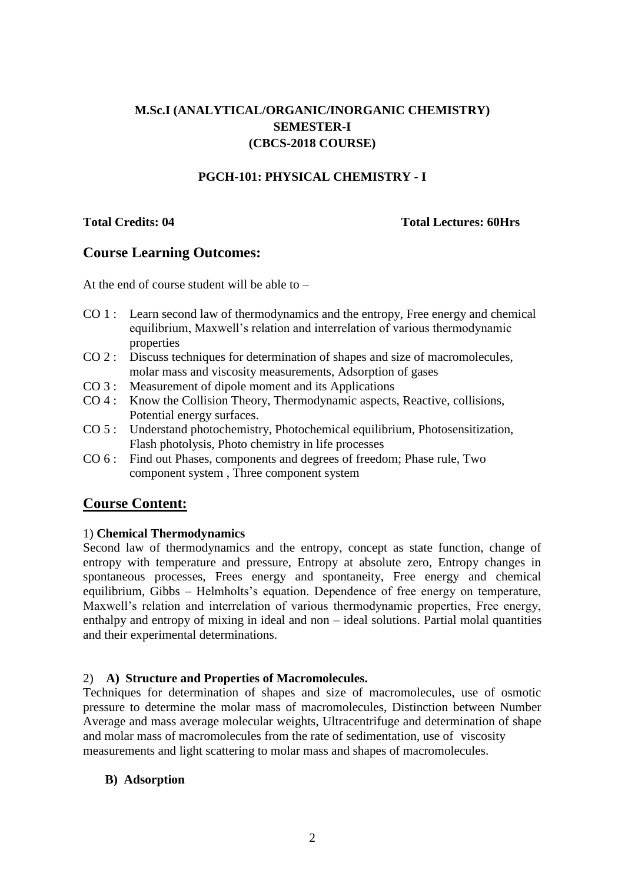**M.Sc.I (ANALYTICAL/ORGANIC/INORGANIC CHEMISTRY)**
**SEMESTER-I**
**(CBCS-2018 COURSE)**

**PGCH-101: PHYSICAL CHEMISTRY - I**

**Total Credits: 04** **Total Lectures: 60Hrs**

## Course Learning Outcomes:

At the end of course student will be able to –

- CO 1 : Learn second law of thermodynamics and the entropy, Free energy and chemical equilibrium, Maxwell's relation and interrelation of various thermodynamic properties
- CO 2 : Discuss techniques for determination of shapes and size of macromolecules, molar mass and viscosity measurements, Adsorption of gases
- CO 3 : Measurement of dipole moment and its Applications
- CO 4 : Know the Collision Theory, Thermodynamic aspects, Reactive, collisions, Potential energy surfaces.
- CO 5 : Understand photochemistry, Photochemical equilibrium, Photosensitization, Flash photolysis, Photo chemistry in life processes
- CO 6 : Find out Phases, components and degrees of freedom; Phase rule, Two component system , Three component system

## Course Content:

1) **Chemical Thermodynamics**

Second law of thermodynamics and the entropy, concept as state function, change of entropy with temperature and pressure, Entropy at absolute zero, Entropy changes in spontaneous processes, Frees energy and spontaneity, Free energy and chemical equilibrium, Gibbs – Helmholts's equation. Dependence of free energy on temperature, Maxwell's relation and interrelation of various thermodynamic properties, Free energy, enthalpy and entropy of mixing in ideal and non – ideal solutions. Partial molal quantities and their experimental determinations.

2) **A) Structure and Properties of Macromolecules.**

Techniques for determination of shapes and size of macromolecules, use of osmotic pressure to determine the molar mass of macromolecules, Distinction between Number Average and mass average molecular weights, Ultracentrifuge and determination of shape and molar mass of macromolecules from the rate of sedimentation, use of viscosity measurements and light scattering to molar mass and shapes of macromolecules.

**B) Adsorption**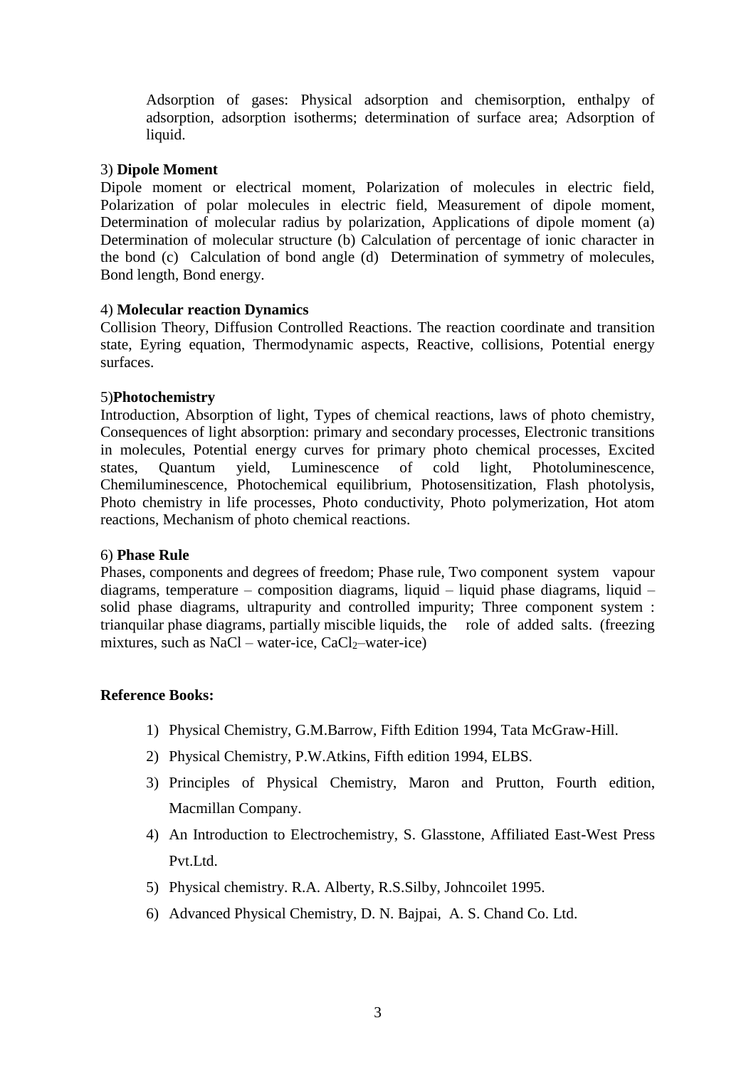Adsorption of gases: Physical adsorption and chemisorption, enthalpy of adsorption, adsorption isotherms; determination of surface area; Adsorption of liquid.

3) **Dipole Moment**

Dipole moment or electrical moment, Polarization of molecules in electric field, Polarization of polar molecules in electric field, Measurement of dipole moment, Determination of molecular radius by polarization, Applications of dipole moment (a) Determination of molecular structure (b) Calculation of percentage of ionic character in the bond (c) Calculation of bond angle (d) Determination of symmetry of molecules, Bond length, Bond energy.

4) **Molecular reaction Dynamics**

Collision Theory, Diffusion Controlled Reactions. The reaction coordinate and transition state, Eyring equation, Thermodynamic aspects, Reactive, collisions, Potential energy surfaces.

5)**Photochemistry**

Introduction, Absorption of light, Types of chemical reactions, laws of photo chemistry, Consequences of light absorption: primary and secondary processes, Electronic transitions in molecules, Potential energy curves for primary photo chemical processes, Excited states, Quantum yield, Luminescence of cold light, Photoluminescence, Chemiluminescence, Photochemical equilibrium, Photosensitization, Flash photolysis, Photo chemistry in life processes, Photo conductivity, Photo polymerization, Hot atom reactions, Mechanism of photo chemical reactions.

6) **Phase Rule**

Phases, components and degrees of freedom; Phase rule, Two component system vapour diagrams, temperature – composition diagrams, liquid – liquid phase diagrams, liquid – solid phase diagrams, ultrapurity and controlled impurity; Three component system : trianquilar phase diagrams, partially miscible liquids, the role of added salts. (freezing mixtures, such as NaCl – water-ice, $CaCl_2$–water-ice)

**Reference Books:**

1) Physical Chemistry, G.M.Barrow, Fifth Edition 1994, Tata McGraw-Hill.
2) Physical Chemistry, P.W.Atkins, Fifth edition 1994, ELBS.
3) Principles of Physical Chemistry, Maron and Prutton, Fourth edition, Macmillan Company.
4) An Introduction to Electrochemistry, S. Glasstone, Affiliated East-West Press Pvt.Ltd.
5) Physical chemistry. R.A. Alberty, R.S.Silby, Johncoilet 1995.
6) Advanced Physical Chemistry, D. N. Bajpai, A. S. Chand Co. Ltd.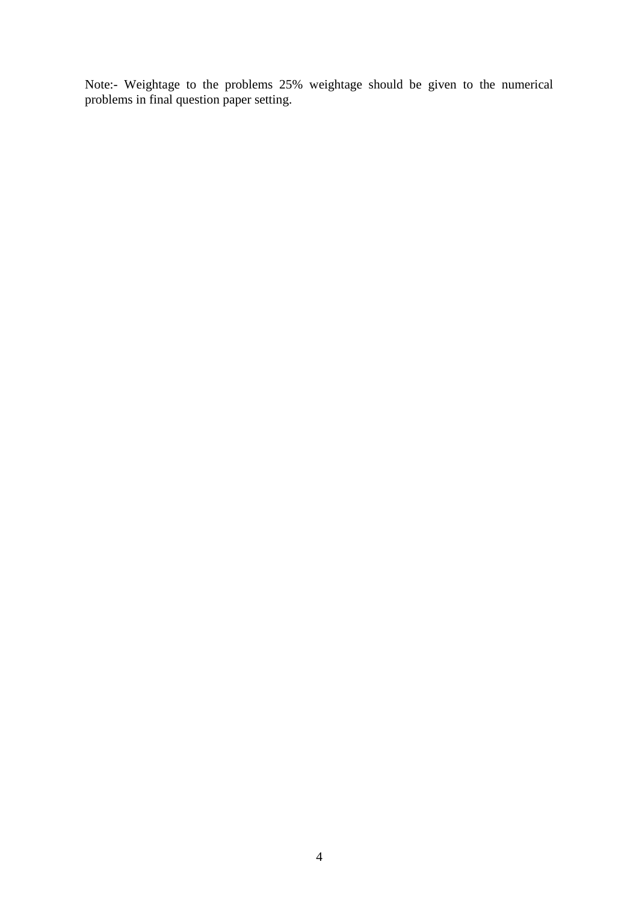Note:- Weightage to the problems 25% weightage should be given to the numerical problems in final question paper setting.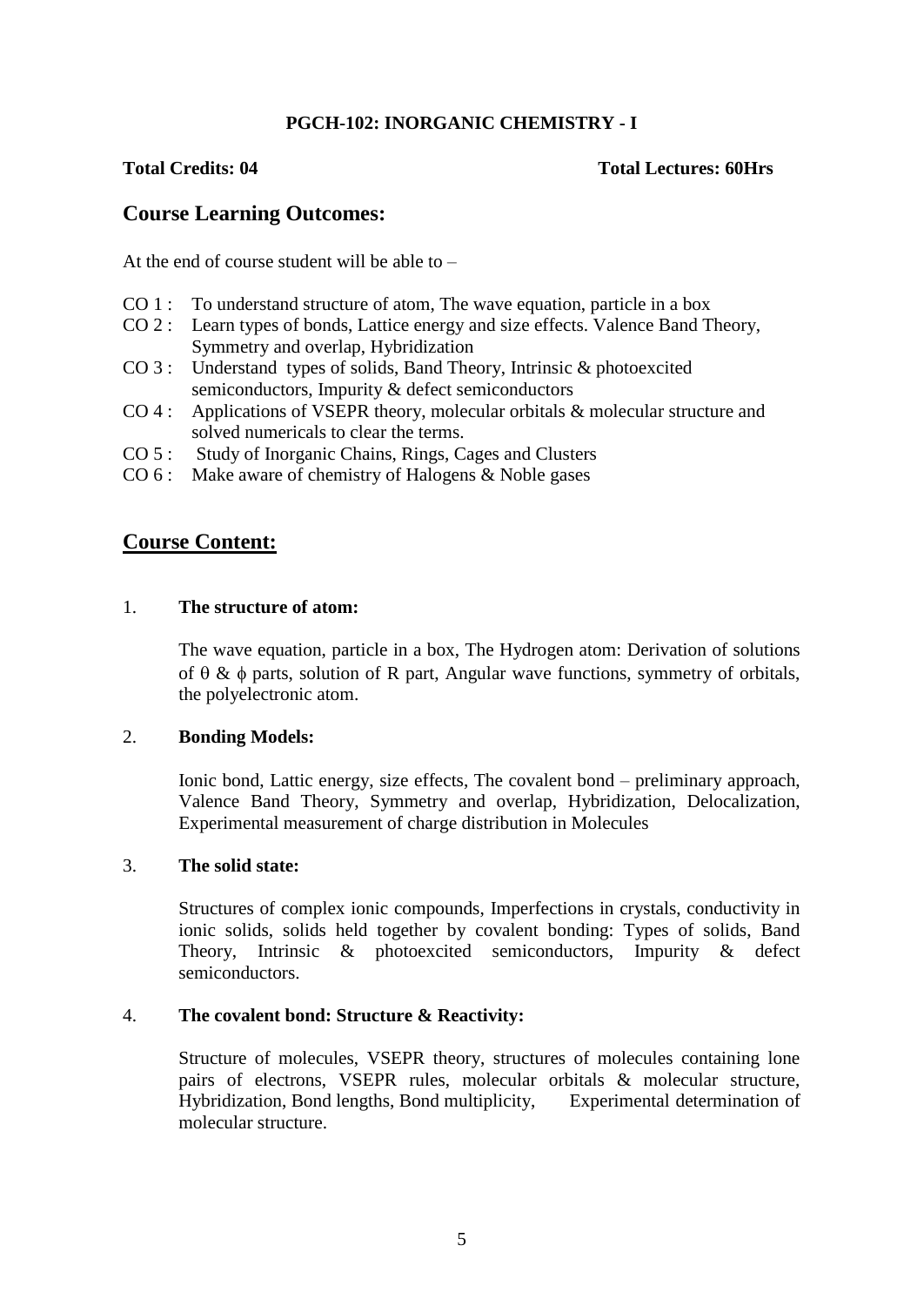**PGCH-102: INORGANIC CHEMISTRY - I**

**Total Credits: 04** **Total Lectures: 60Hrs**

## Course Learning Outcomes:

At the end of course student will be able to –

- CO 1 : To understand structure of atom, The wave equation, particle in a box
- CO 2 : Learn types of bonds, Lattice energy and size effects. Valence Band Theory, Symmetry and overlap, Hybridization
- CO 3 : Understand types of solids, Band Theory, Intrinsic & photoexcited semiconductors, Impurity & defect semiconductors
- CO 4 : Applications of VSEPR theory, molecular orbitals & molecular structure and solved numericals to clear the terms.
- CO 5 : Study of Inorganic Chains, Rings, Cages and Clusters
- CO 6 : Make aware of chemistry of Halogens & Noble gases

## Course Content:

1. **The structure of atom:**

   The wave equation, particle in a box, The Hydrogen atom: Derivation of solutions of $\theta$ & $\phi$ parts, solution of R part, Angular wave functions, symmetry of orbitals, the polyelectronic atom.

2. **Bonding Models:**

   Ionic bond, Lattic energy, size effects, The covalent bond – preliminary approach, Valence Band Theory, Symmetry and overlap, Hybridization, Delocalization, Experimental measurement of charge distribution in Molecules

3. **The solid state:**

   Structures of complex ionic compounds, Imperfections in crystals, conductivity in ionic solids, solids held together by covalent bonding: Types of solids, Band Theory, Intrinsic & photoexcited semiconductors, Impurity & defect semiconductors.

4. **The covalent bond: Structure & Reactivity:**

   Structure of molecules, VSEPR theory, structures of molecules containing lone pairs of electrons, VSEPR rules, molecular orbitals & molecular structure, Hybridization, Bond lengths, Bond multiplicity, Experimental determination of molecular structure.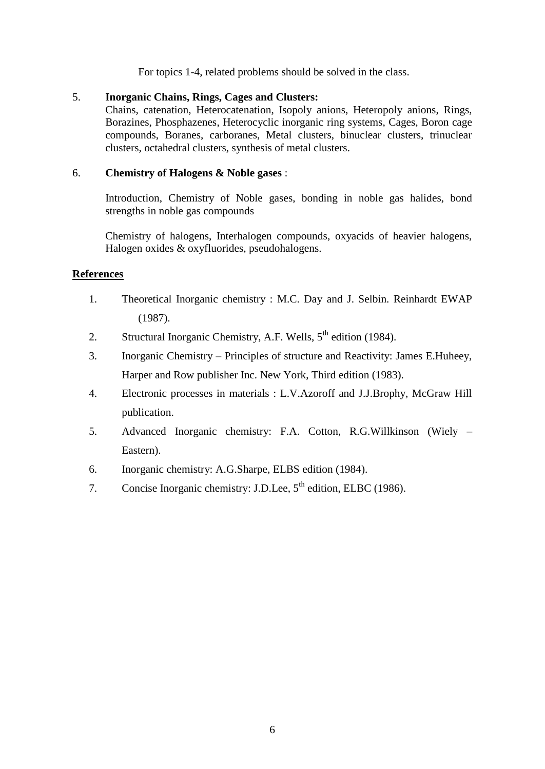For topics 1-4, related problems should be solved in the class.

5. **Inorganic Chains, Rings, Cages and Clusters:**
   Chains, catenation, Heterocatenation, Isopoly anions, Heteropoly anions, Rings, Borazines, Phosphazenes, Heterocyclic inorganic ring systems, Cages, Boron cage compounds, Boranes, carboranes, Metal clusters, binuclear clusters, trinuclear clusters, octahedral clusters, synthesis of metal clusters.

6. **Chemistry of Halogens & Noble gases** :

   Introduction, Chemistry of Noble gases, bonding in noble gas halides, bond strengths in noble gas compounds

   Chemistry of halogens, Interhalogen compounds, oxyacids of heavier halogens, Halogen oxides & oxyfluorides, pseudohalogens.

**References**

1. Theoretical Inorganic chemistry : M.C. Day and J. Selbin. Reinhardt EWAP (1987).
2. Structural Inorganic Chemistry, A.F. Wells, 5th edition (1984).
3. Inorganic Chemistry – Principles of structure and Reactivity: James E.Huheey, Harper and Row publisher Inc. New York, Third edition (1983).
4. Electronic processes in materials : L.V.Azoroff and J.J.Brophy, McGraw Hill publication.
5. Advanced Inorganic chemistry: F.A. Cotton, R.G.Willkinson (Wiely – Eastern).
6. Inorganic chemistry: A.G.Sharpe, ELBS edition (1984).
7. Concise Inorganic chemistry: J.D.Lee, 5th edition, ELBC (1986).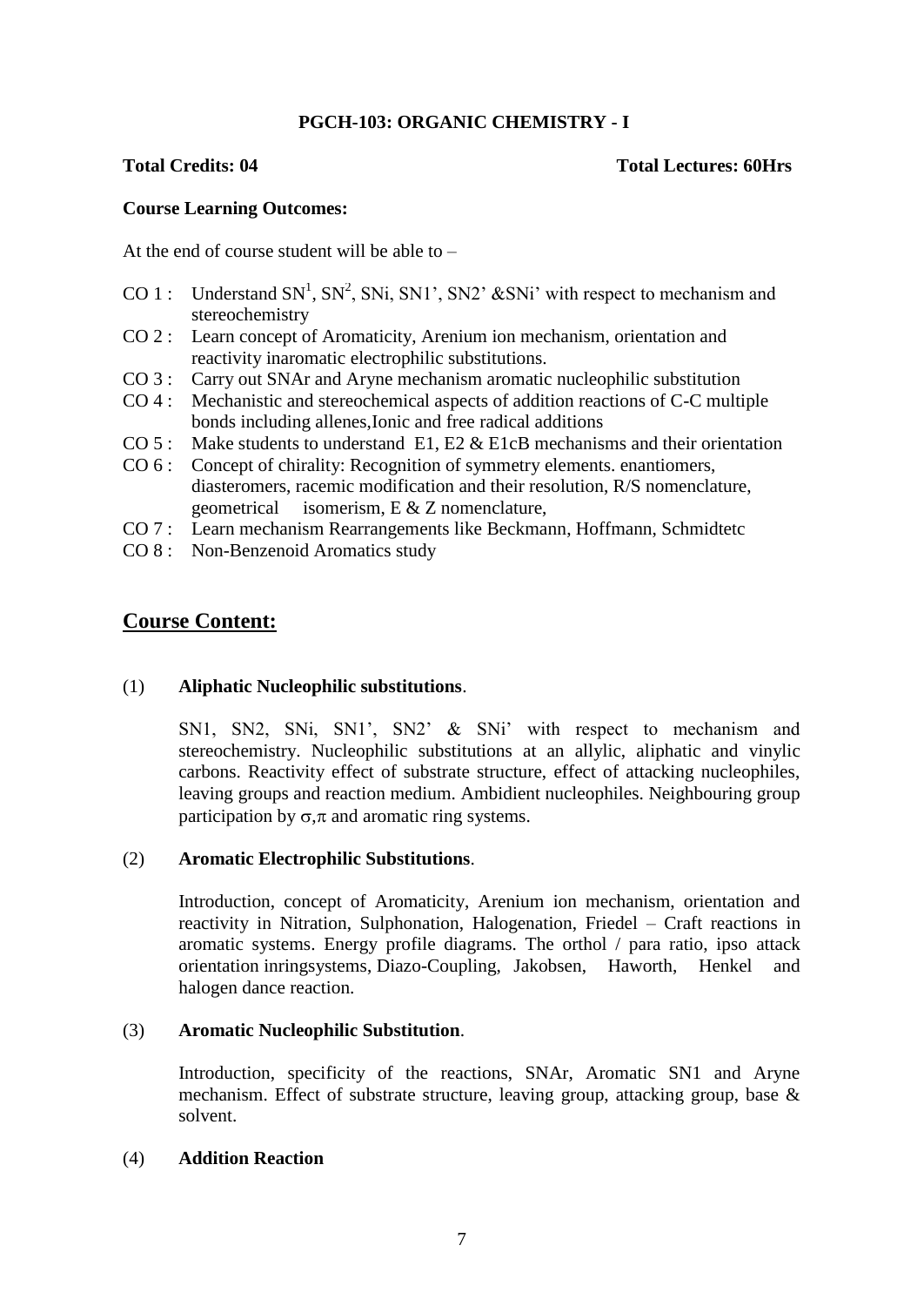**PGCH-103: ORGANIC CHEMISTRY - I**

**Total Credits: 04** **Total Lectures: 60Hrs**

**Course Learning Outcomes:**

At the end of course student will be able to –

- CO 1 : Understand $SN^1$, $SN^2$, SNi, SN1', SN2' &SNi' with respect to mechanism and stereochemistry
- CO 2 : Learn concept of Aromaticity, Arenium ion mechanism, orientation and reactivity inaromatic electrophilic substitutions.
- CO 3 : Carry out SNAr and Aryne mechanism aromatic nucleophilic substitution
- CO 4 : Mechanistic and stereochemical aspects of addition reactions of C-C multiple bonds including allenes,Ionic and free radical additions
- CO 5 : Make students to understand E1, E2 & E1cB mechanisms and their orientation
- CO 6 : Concept of chirality: Recognition of symmetry elements. enantiomers, diasteromers, racemic modification and their resolution, R/S nomenclature, geometrical isomerism, E & Z nomenclature,
- CO 7 : Learn mechanism Rearrangements like Beckmann, Hoffmann, Schmidtetc
- CO 8 : Non-Benzenoid Aromatics study

## Course Content:

(1) **Aliphatic Nucleophilic substitutions**.

SN1, SN2, SNi, SN1', SN2' & SNi' with respect to mechanism and stereochemistry. Nucleophilic substitutions at an allylic, aliphatic and vinylic carbons. Reactivity effect of substrate structure, effect of attacking nucleophiles, leaving groups and reaction medium. Ambidient nucleophiles. Neighbouring group participation by $\sigma,\pi$ and aromatic ring systems.

(2) **Aromatic Electrophilic Substitutions**.

Introduction, concept of Aromaticity, Arenium ion mechanism, orientation and reactivity in Nitration, Sulphonation, Halogenation, Friedel – Craft reactions in aromatic systems. Energy profile diagrams. The orthol / para ratio, ipso attack orientation inringsystems, Diazo-Coupling, Jakobsen, Haworth, Henkel and halogen dance reaction.

(3) **Aromatic Nucleophilic Substitution**.

Introduction, specificity of the reactions, SNAr, Aromatic SN1 and Aryne mechanism. Effect of substrate structure, leaving group, attacking group, base & solvent.

(4) **Addition Reaction**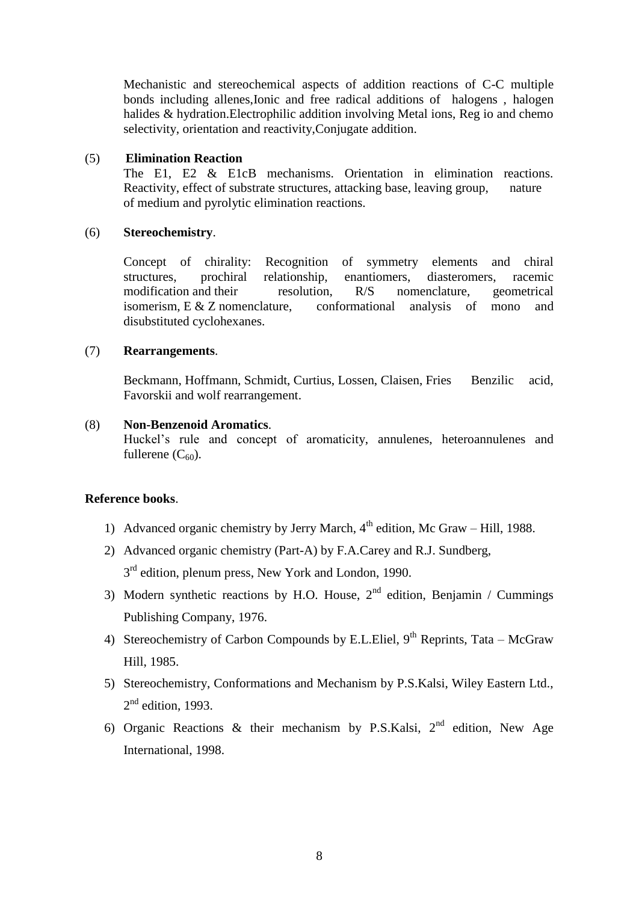Mechanistic and stereochemical aspects of addition reactions of C-C multiple bonds including allenes,Ionic and free radical additions of halogens , halogen halides & hydration.Electrophilic addition involving Metal ions, Reg io and chemo selectivity, orientation and reactivity,Conjugate addition.

(5) **Elimination Reaction**

The E1, E2 & E1cB mechanisms. Orientation in elimination reactions. Reactivity, effect of substrate structures, attacking base, leaving group, nature of medium and pyrolytic elimination reactions.

(6) **Stereochemistry**.

Concept of chirality: Recognition of symmetry elements and chiral structures, prochiral relationship, enantiomers, diasteromers, racemic modification and their resolution, R/S nomenclature, geometrical isomerism, E & Z nomenclature, conformational analysis of mono and disubstituted cyclohexanes.

(7) **Rearrangements**.

Beckmann, Hoffmann, Schmidt, Curtius, Lossen, Claisen, Fries Benzilic acid, Favorskii and wolf rearrangement.

(8) **Non-Benzenoid Aromatics**.

Huckel's rule and concept of aromaticity, annulenes, heteroannulenes and fullerene ($C_{60}$).

**Reference books**.

1) Advanced organic chemistry by Jerry March, 4th edition, Mc Graw – Hill, 1988.
2) Advanced organic chemistry (Part-A) by F.A.Carey and R.J. Sundberg, 3rd edition, plenum press, New York and London, 1990.
3) Modern synthetic reactions by H.O. House, 2nd edition, Benjamin / Cummings Publishing Company, 1976.
4) Stereochemistry of Carbon Compounds by E.L.Eliel, 9th Reprints, Tata – McGraw Hill, 1985.
5) Stereochemistry, Conformations and Mechanism by P.S.Kalsi, Wiley Eastern Ltd., 2nd edition, 1993.
6) Organic Reactions & their mechanism by P.S.Kalsi, 2nd edition, New Age International, 1998.